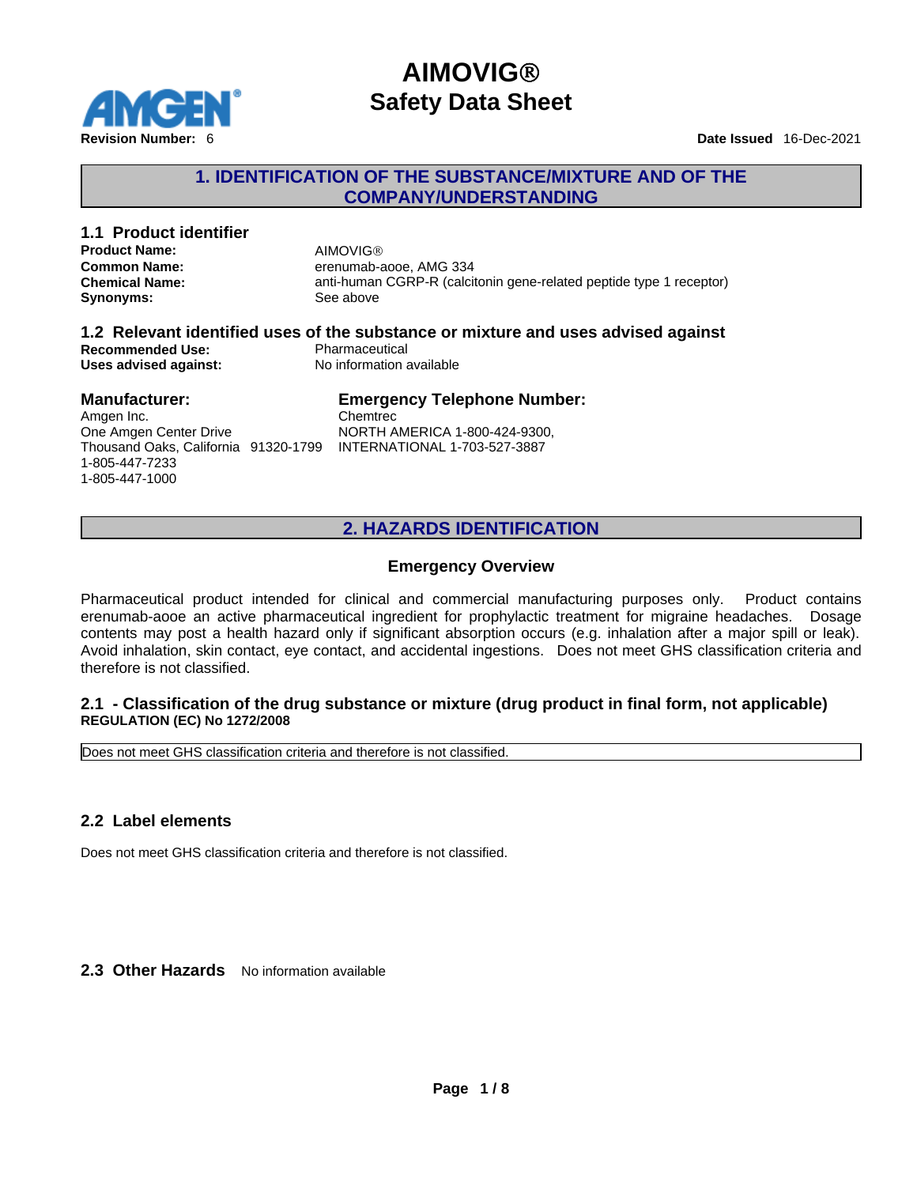# AIMOVIG®
# Safety Data Sheet

**Revision Number:** 6 **Date Issued** 16-Dec-2021

## 1. IDENTIFICATION OF THE SUBSTANCE/MIXTURE AND OF THE COMPANY/UNDERSTANDING

### 1.1 Product identifier

**Product Name:** AIMOVIG®
**Common Name:** erenumab-aooe, AMG 334
**Chemical Name:** anti-human CGRP-R (calcitonin gene-related peptide type 1 receptor)
**Synonyms:** See above

### 1.2 Relevant identified uses of the substance or mixture and uses advised against

**Recommended Use:** Pharmaceutical
**Uses advised against:** No information available

### Manufacturer:

Amgen Inc.
One Amgen Center Drive
Thousand Oaks, California 91320-1799
1-805-447-7233
1-805-447-1000

### Emergency Telephone Number:

Chemtrec
NORTH AMERICA 1-800-424-9300,
INTERNATIONAL 1-703-527-3887

## 2. HAZARDS IDENTIFICATION

### Emergency Overview

Pharmaceutical product intended for clinical and commercial manufacturing purposes only. Product contains erenumab-aooe an active pharmaceutical ingredient for prophylactic treatment for migraine headaches. Dosage contents may post a health hazard only if significant absorption occurs (e.g. inhalation after a major spill or leak). Avoid inhalation, skin contact, eye contact, and accidental ingestions. Does not meet GHS classification criteria and therefore is not classified.

### 2.1 - Classification of the drug substance or mixture (drug product in final form, not applicable)

**REGULATION (EC) No 1272/2008**

Does not meet GHS classification criteria and therefore is not classified.

### 2.2 Label elements

Does not meet GHS classification criteria and therefore is not classified.

### 2.3 Other Hazards

No information available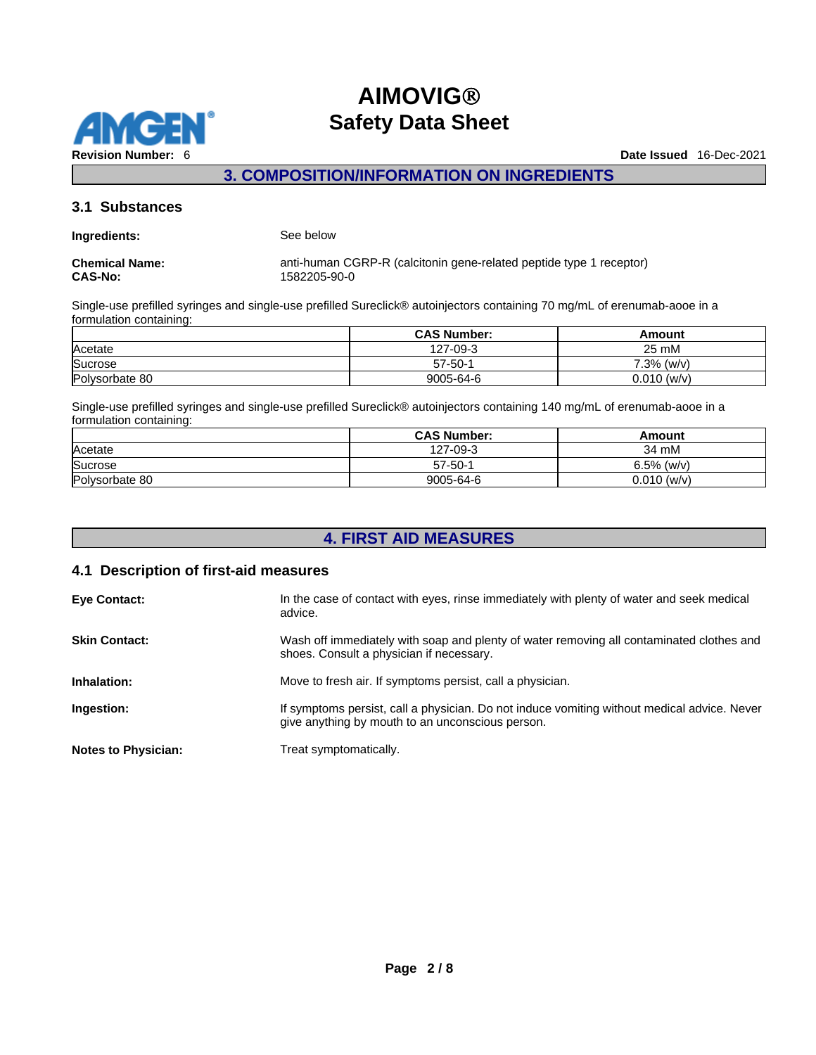## 3. COMPOSITION/INFORMATION ON INGREDIENTS

### 3.1 Substances

**Ingredients:** See below

**Chemical Name:** anti-human CGRP-R (calcitonin gene-related peptide type 1 receptor)
**CAS-No:** 1582205-90-0

Single-use prefilled syringes and single-use prefilled Sureclick® autoinjectors containing 70 mg/mL of erenumab-aooe in a formulation containing:

| | CAS Number: | Amount |
|---|---|---|
| Acetate | 127-09-3 | 25 mM |
| Sucrose | 57-50-1 | 7.3% (w/v) |
| Polysorbate 80 | 9005-64-6 | 0.010 (w/v) |

Single-use prefilled syringes and single-use prefilled Sureclick® autoinjectors containing 140 mg/mL of erenumab-aooe in a formulation containing:

| | CAS Number: | Amount |
|---|---|---|
| Acetate | 127-09-3 | 34 mM |
| Sucrose | 57-50-1 | 6.5% (w/v) |
| Polysorbate 80 | 9005-64-6 | 0.010 (w/v) |

## 4. FIRST AID MEASURES

### 4.1 Description of first-aid measures

**Eye Contact:** In the case of contact with eyes, rinse immediately with plenty of water and seek medical advice.

**Skin Contact:** Wash off immediately with soap and plenty of water removing all contaminated clothes and shoes. Consult a physician if necessary.

**Inhalation:** Move to fresh air. If symptoms persist, call a physician.

**Ingestion:** If symptoms persist, call a physician. Do not induce vomiting without medical advice. Never give anything by mouth to an unconscious person.

**Notes to Physician:** Treat symptomatically.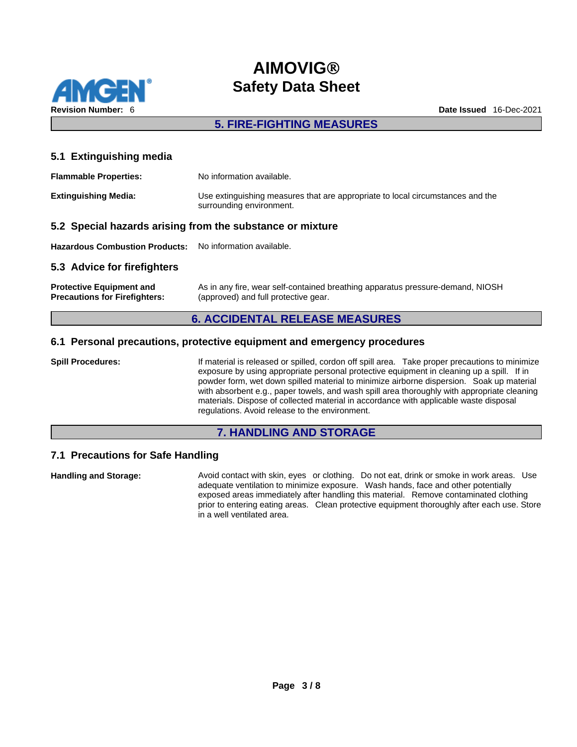## 5. FIRE-FIGHTING MEASURES

### 5.1 Extinguishing media

**Flammable Properties:** No information available.

**Extinguishing Media:** Use extinguishing measures that are appropriate to local circumstances and the surrounding environment.

### 5.2 Special hazards arising from the substance or mixture

**Hazardous Combustion Products:** No information available.

### 5.3 Advice for firefighters

**Protective Equipment and Precautions for Firefighters:** As in any fire, wear self-contained breathing apparatus pressure-demand, NIOSH (approved) and full protective gear.

## 6. ACCIDENTAL RELEASE MEASURES

### 6.1 Personal precautions, protective equipment and emergency procedures

**Spill Procedures:** If material is released or spilled, cordon off spill area. Take proper precautions to minimize exposure by using appropriate personal protective equipment in cleaning up a spill. If in powder form, wet down spilled material to minimize airborne dispersion. Soak up material with absorbent e.g., paper towels, and wash spill area thoroughly with appropriate cleaning materials. Dispose of collected material in accordance with applicable waste disposal regulations. Avoid release to the environment.

## 7. HANDLING AND STORAGE

### 7.1 Precautions for Safe Handling

**Handling and Storage:** Avoid contact with skin, eyes or clothing. Do not eat, drink or smoke in work areas. Use adequate ventilation to minimize exposure. Wash hands, face and other potentially exposed areas immediately after handling this material. Remove contaminated clothing prior to entering eating areas. Clean protective equipment thoroughly after each use. Store in a well ventilated area.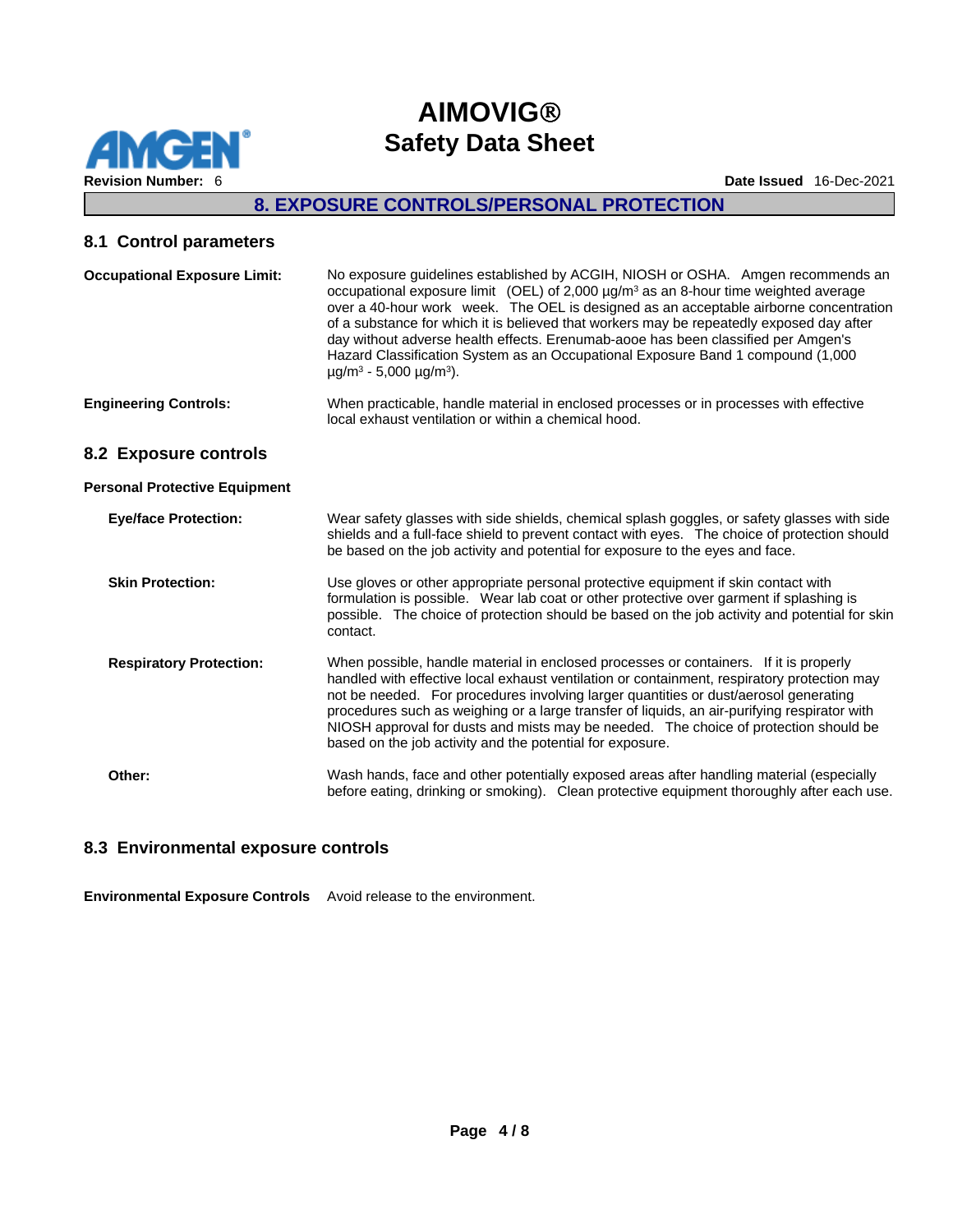## 8. EXPOSURE CONTROLS/PERSONAL PROTECTION

### 8.1 Control parameters

**Occupational Exposure Limit:** No exposure guidelines established by ACGIH, NIOSH or OSHA. Amgen recommends an occupational exposure limit (OEL) of 2,000 µg/m³ as an 8-hour time weighted average over a 40-hour work week. The OEL is designed as an acceptable airborne concentration of a substance for which it is believed that workers may be repeatedly exposed day after day without adverse health effects. Erenumab-aooe has been classified per Amgen's Hazard Classification System as an Occupational Exposure Band 1 compound (1,000 µg/m³ - 5,000 µg/m³).

**Engineering Controls:** When practicable, handle material in enclosed processes or in processes with effective local exhaust ventilation or within a chemical hood.

### 8.2 Exposure controls

**Personal Protective Equipment**

**Eye/face Protection:** Wear safety glasses with side shields, chemical splash goggles, or safety glasses with side shields and a full-face shield to prevent contact with eyes. The choice of protection should be based on the job activity and potential for exposure to the eyes and face.

**Skin Protection:** Use gloves or other appropriate personal protective equipment if skin contact with formulation is possible. Wear lab coat or other protective over garment if splashing is possible. The choice of protection should be based on the job activity and potential for skin contact.

**Respiratory Protection:** When possible, handle material in enclosed processes or containers. If it is properly handled with effective local exhaust ventilation or containment, respiratory protection may not be needed. For procedures involving larger quantities or dust/aerosol generating procedures such as weighing or a large transfer of liquids, an air-purifying respirator with NIOSH approval for dusts and mists may be needed. The choice of protection should be based on the job activity and the potential for exposure.

**Other:** Wash hands, face and other potentially exposed areas after handling material (especially before eating, drinking or smoking). Clean protective equipment thoroughly after each use.

### 8.3 Environmental exposure controls

**Environmental Exposure Controls** Avoid release to the environment.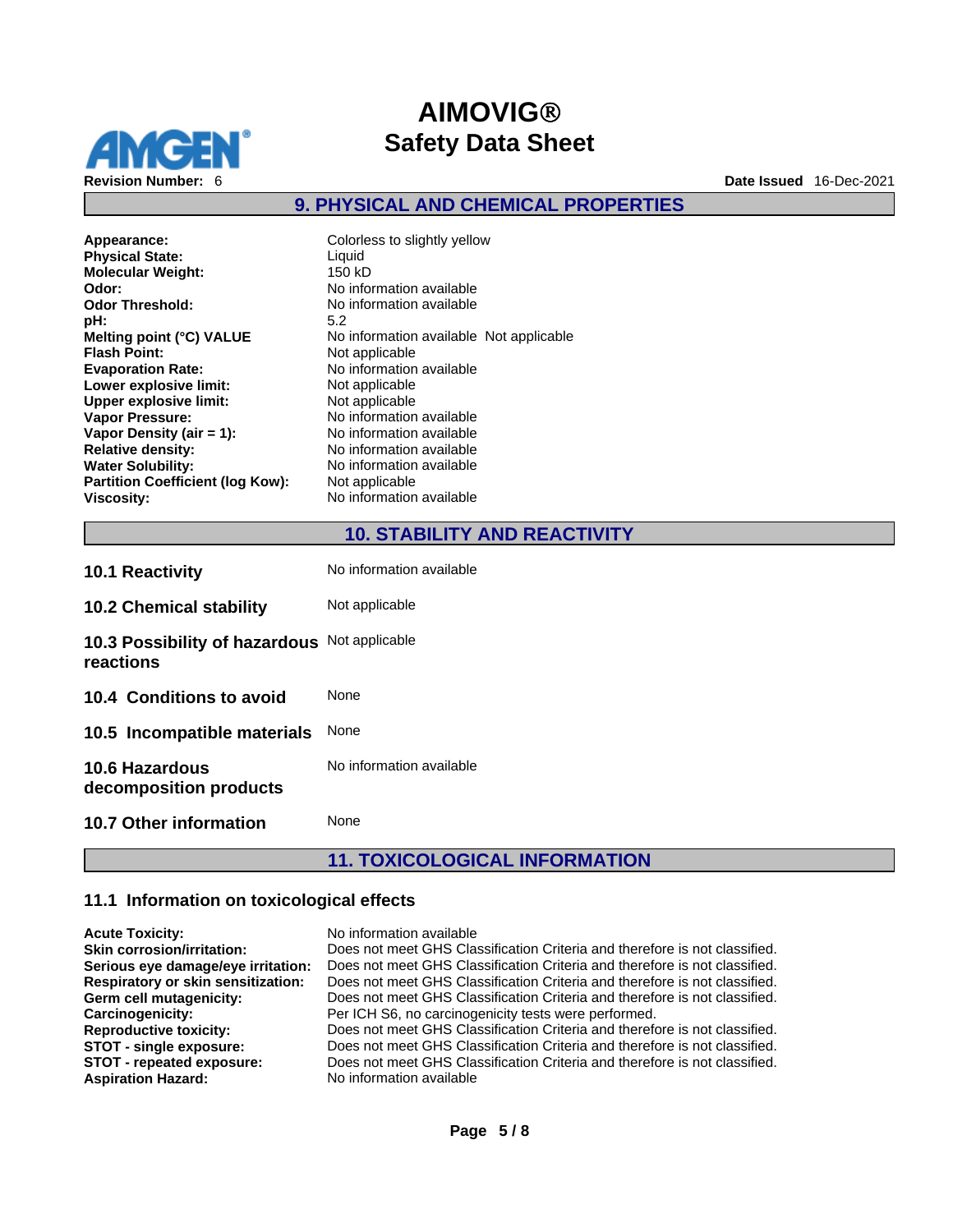## 9. PHYSICAL AND CHEMICAL PROPERTIES

| | |
|---|---|
| **Appearance:** | Colorless to slightly yellow |
| **Physical State:** | Liquid |
| **Molecular Weight:** | 150 kD |
| **Odor:** | No information available |
| **Odor Threshold:** | No information available |
| **pH:** | 5.2 |
| **Melting point (°C) VALUE** | No information available Not applicable |
| **Flash Point:** | Not applicable |
| **Evaporation Rate:** | No information available |
| **Lower explosive limit:** | Not applicable |
| **Upper explosive limit:** | Not applicable |
| **Vapor Pressure:** | No information available |
| **Vapor Density (air = 1):** | No information available |
| **Relative density:** | No information available |
| **Water Solubility:** | No information available |
| **Partition Coefficient (log Kow):** | Not applicable |
| **Viscosity:** | No information available |

## 10. STABILITY AND REACTIVITY

| | |
|---|---|
| **10.1 Reactivity** | No information available |
| **10.2 Chemical stability** | Not applicable |
| **10.3 Possibility of hazardous reactions** | Not applicable |
| **10.4 Conditions to avoid** | None |
| **10.5 Incompatible materials** | None |
| **10.6 Hazardous decomposition products** | No information available |
| **10.7 Other information** | None |

## 11. TOXICOLOGICAL INFORMATION

### 11.1 Information on toxicological effects

| | |
|---|---|
| **Acute Toxicity:** | No information available |
| **Skin corrosion/irritation:** | Does not meet GHS Classification Criteria and therefore is not classified. |
| **Serious eye damage/eye irritation:** | Does not meet GHS Classification Criteria and therefore is not classified. |
| **Respiratory or skin sensitization:** | Does not meet GHS Classification Criteria and therefore is not classified. |
| **Germ cell mutagenicity:** | Does not meet GHS Classification Criteria and therefore is not classified. |
| **Carcinogenicity:** | Per ICH S6, no carcinogenicity tests were performed. |
| **Reproductive toxicity:** | Does not meet GHS Classification Criteria and therefore is not classified. |
| **STOT - single exposure:** | Does not meet GHS Classification Criteria and therefore is not classified. |
| **STOT - repeated exposure:** | Does not meet GHS Classification Criteria and therefore is not classified. |
| **Aspiration Hazard:** | No information available |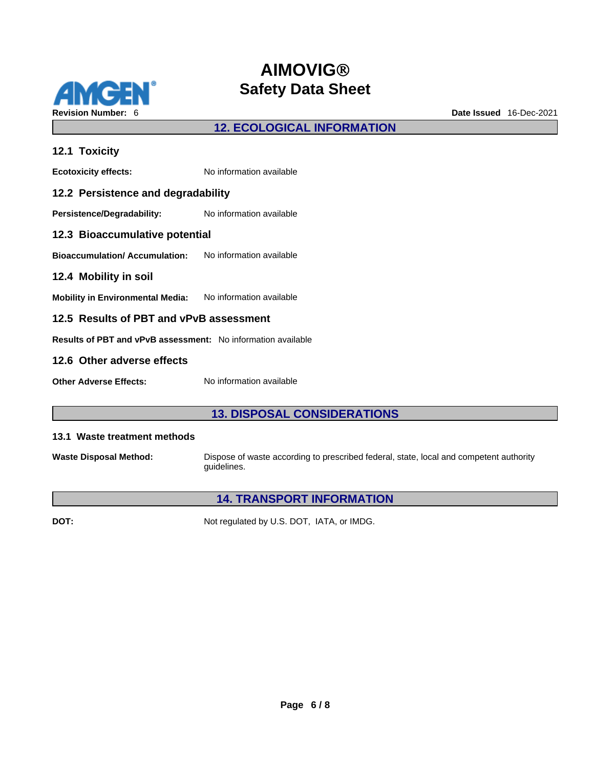## 12. ECOLOGICAL INFORMATION

### 12.1 Toxicity

**Ecotoxicity effects:** No information available

### 12.2 Persistence and degradability

**Persistence/Degradability:** No information available

### 12.3 Bioaccumulative potential

**Bioaccumulation/ Accumulation:** No information available

### 12.4 Mobility in soil

**Mobility in Environmental Media:** No information available

### 12.5 Results of PBT and vPvB assessment

**Results of PBT and vPvB assessment:** No information available

### 12.6 Other adverse effects

**Other Adverse Effects:** No information available

## 13. DISPOSAL CONSIDERATIONS

### 13.1 Waste treatment methods

**Waste Disposal Method:** Dispose of waste according to prescribed federal, state, local and competent authority guidelines.

## 14. TRANSPORT INFORMATION

**DOT:** Not regulated by U.S. DOT, IATA, or IMDG.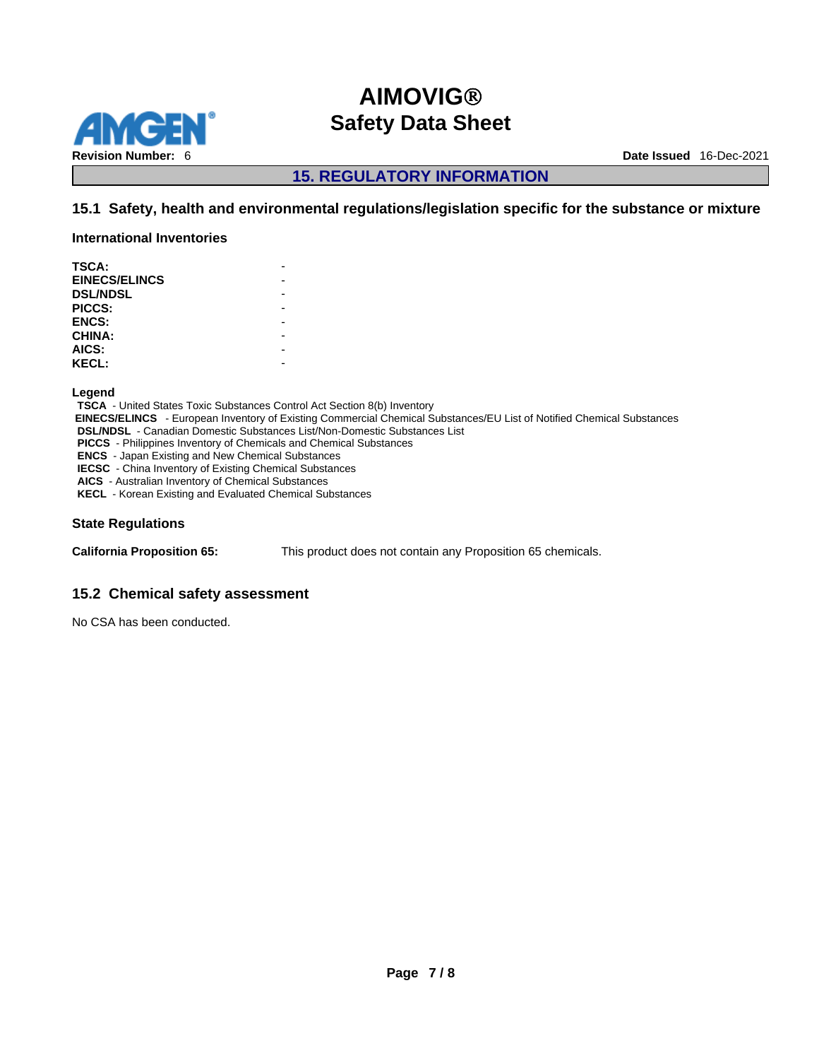## 15. REGULATORY INFORMATION

### 15.1 Safety, health and environmental regulations/legislation specific for the substance or mixture

#### International Inventories

| | |
|---|---|
| **TSCA:** | - |
| **EINECS/ELINCS** | - |
| **DSL/NDSL** | - |
| **PICCS:** | - |
| **ENCS:** | - |
| **CHINA:** | - |
| **AICS:** | - |
| **KECL:** | - |

**Legend**

**TSCA** - United States Toxic Substances Control Act Section 8(b) Inventory
**EINECS/ELINCS** - European Inventory of Existing Commercial Chemical Substances/EU List of Notified Chemical Substances
**DSL/NDSL** - Canadian Domestic Substances List/Non-Domestic Substances List
**PICCS** - Philippines Inventory of Chemicals and Chemical Substances
**ENCS** - Japan Existing and New Chemical Substances
**IECSC** - China Inventory of Existing Chemical Substances
**AICS** - Australian Inventory of Chemical Substances
**KECL** - Korean Existing and Evaluated Chemical Substances

#### State Regulations

**California Proposition 65:** This product does not contain any Proposition 65 chemicals.

### 15.2 Chemical safety assessment

No CSA has been conducted.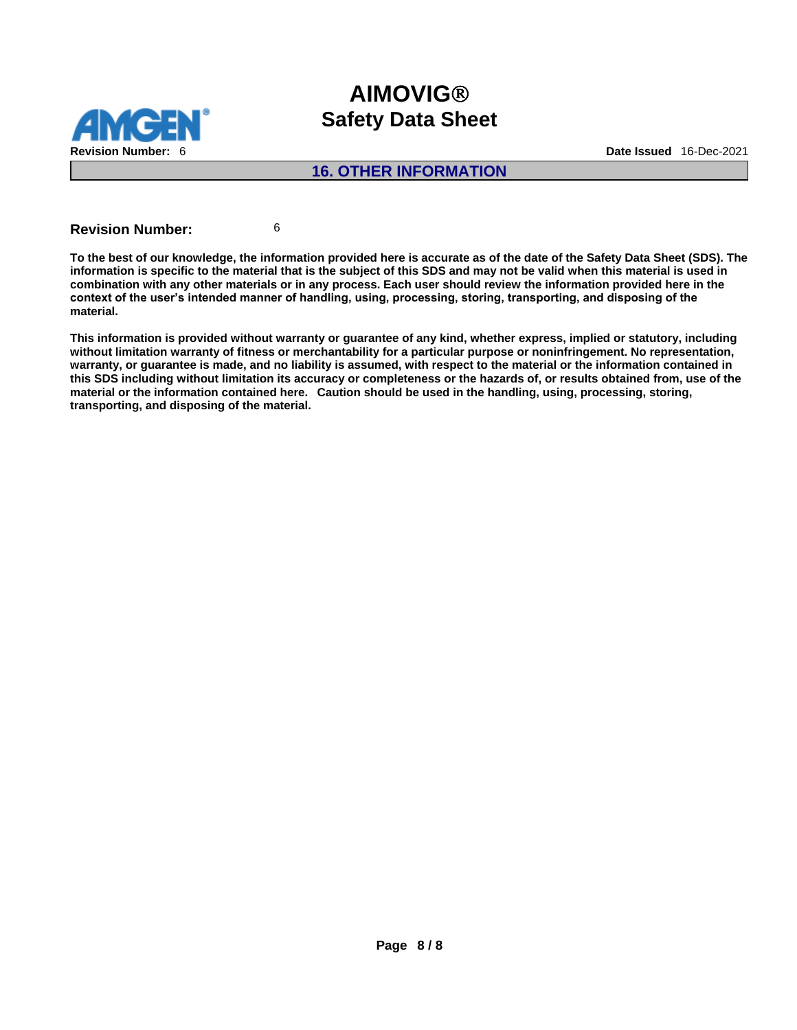## 16. OTHER INFORMATION

**Revision Number:** 6

**To the best of our knowledge, the information provided here is accurate as of the date of the Safety Data Sheet (SDS). The information is specific to the material that is the subject of this SDS and may not be valid when this material is used in combination with any other materials or in any process. Each user should review the information provided here in the context of the user's intended manner of handling, using, processing, storing, transporting, and disposing of the material.**

**This information is provided without warranty or guarantee of any kind, whether express, implied or statutory, including without limitation warranty of fitness or merchantability for a particular purpose or noninfringement. No representation, warranty, or guarantee is made, and no liability is assumed, with respect to the material or the information contained in this SDS including without limitation its accuracy or completeness or the hazards of, or results obtained from, use of the material or the information contained here. Caution should be used in the handling, using, processing, storing, transporting, and disposing of the material.**